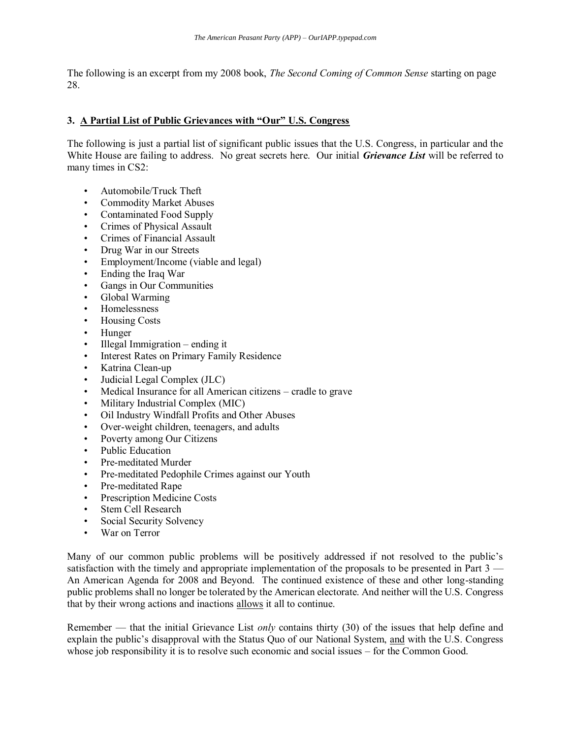The following is an excerpt from my 2008 book, *The Second Coming of Common Sense* starting on page 28.

### 3. <u>A Partial List of Public Grievances with "Our" U.S. Congress</u>

The following is just a partial list of significant public issues that the U.S. Congress, in particular and the White House are failing to address. No great secrets here. Our initial ***Grievance List*** will be referred to many times in CS2:

- Automobile/Truck Theft
- Commodity Market Abuses
- Contaminated Food Supply
- Crimes of Physical Assault
- Crimes of Financial Assault
- Drug War in our Streets
- Employment/Income (viable and legal)
- Ending the Iraq War
- Gangs in Our Communities
- Global Warming
- Homelessness
- Housing Costs
- Hunger
- Illegal Immigration – ending it
- Interest Rates on Primary Family Residence
- Katrina Clean-up
- Judicial Legal Complex (JLC)
- Medical Insurance for all American citizens – cradle to grave
- Military Industrial Complex (MIC)
- Oil Industry Windfall Profits and Other Abuses
- Over-weight children, teenagers, and adults
- Poverty among Our Citizens
- Public Education
- Pre-meditated Murder
- Pre-meditated Pedophile Crimes against our Youth
- Pre-meditated Rape
- Prescription Medicine Costs
- Stem Cell Research
- Social Security Solvency
- War on Terror

Many of our common public problems will be positively addressed if not resolved to the public's satisfaction with the timely and appropriate implementation of the proposals to be presented in Part 3 — An American Agenda for 2008 and Beyond. The continued existence of these and other long-standing public problems shall no longer be tolerated by the American electorate. And neither will the U.S. Congress that by their wrong actions and inactions <u>allows</u> it all to continue.

Remember — that the initial Grievance List *only* contains thirty (30) of the issues that help define and explain the public's disapproval with the Status Quo of our National System, <u>and</u> with the U.S. Congress whose job responsibility it is to resolve such economic and social issues – for the Common Good.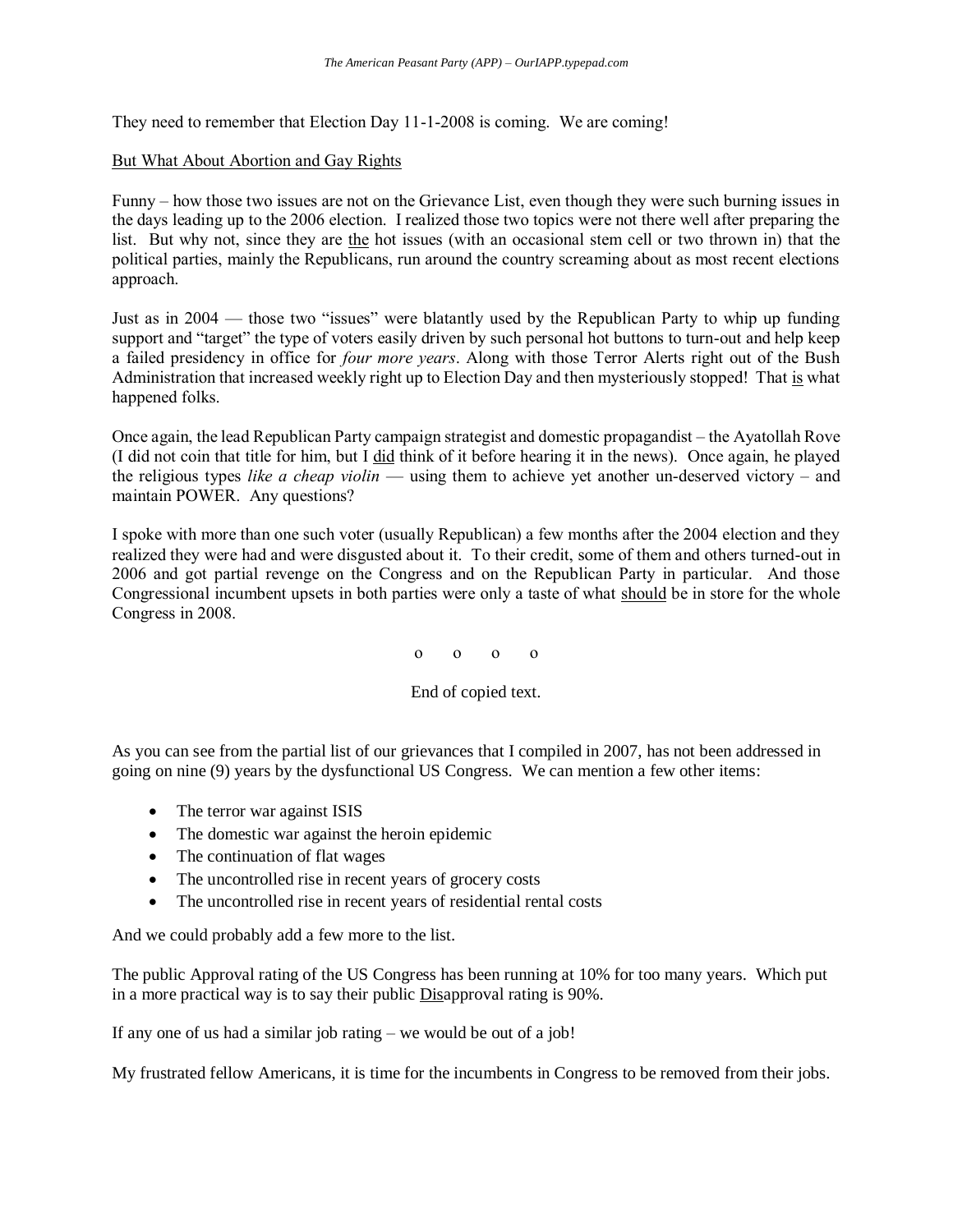They need to remember that Election Day 11-1-2008 is coming. We are coming!

<u>But What About Abortion and Gay Rights</u>

Funny – how those two issues are not on the Grievance List, even though they were such burning issues in the days leading up to the 2006 election. I realized those two topics were not there well after preparing the list. But why not, since they are <u>the</u> hot issues (with an occasional stem cell or two thrown in) that the political parties, mainly the Republicans, run around the country screaming about as most recent elections approach.

Just as in 2004 — those two "issues" were blatantly used by the Republican Party to whip up funding support and "target" the type of voters easily driven by such personal hot buttons to turn-out and help keep a failed presidency in office for *four more years*. Along with those Terror Alerts right out of the Bush Administration that increased weekly right up to Election Day and then mysteriously stopped! That <u>is</u> what happened folks.

Once again, the lead Republican Party campaign strategist and domestic propagandist – the Ayatollah Rove (I did not coin that title for him, but I <u>did</u> think of it before hearing it in the news). Once again, he played the religious types *like a cheap violin* — using them to achieve yet another un-deserved victory – and maintain POWER. Any questions?

I spoke with more than one such voter (usually Republican) a few months after the 2004 election and they realized they were had and were disgusted about it. To their credit, some of them and others turned-out in 2006 and got partial revenge on the Congress and on the Republican Party in particular. And those Congressional incumbent upsets in both parties were only a taste of what <u>should</u> be in store for the whole Congress in 2008.

o o o o

End of copied text.

As you can see from the partial list of our grievances that I compiled in 2007, has not been addressed in going on nine (9) years by the dysfunctional US Congress. We can mention a few other items:

- The terror war against ISIS
- The domestic war against the heroin epidemic
- The continuation of flat wages
- The uncontrolled rise in recent years of grocery costs
- The uncontrolled rise in recent years of residential rental costs

And we could probably add a few more to the list.

The public Approval rating of the US Congress has been running at 10% for too many years. Which put in a more practical way is to say their public <u>Dis</u>approval rating is 90%.

If any one of us had a similar job rating – we would be out of a job!

My frustrated fellow Americans, it is time for the incumbents in Congress to be removed from their jobs.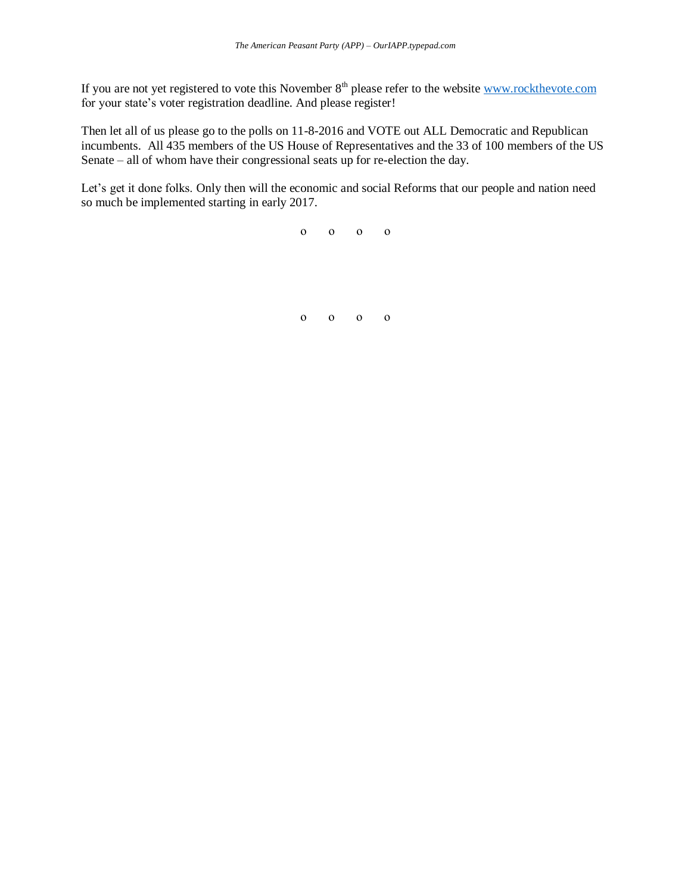If you are not yet registered to vote this November 8th please refer to the website [www.rockthevote.com](www.rockthevote.com) for your state's voter registration deadline. And please register!

Then let all of us please go to the polls on 11-8-2016 and VOTE out ALL Democratic and Republican incumbents. All 435 members of the US House of Representatives and the 33 of 100 members of the US Senate – all of whom have their congressional seats up for re-election the day.

Let's get it done folks. Only then will the economic and social Reforms that our people and nation need so much be implemented starting in early 2017.

o o o o

o o o o